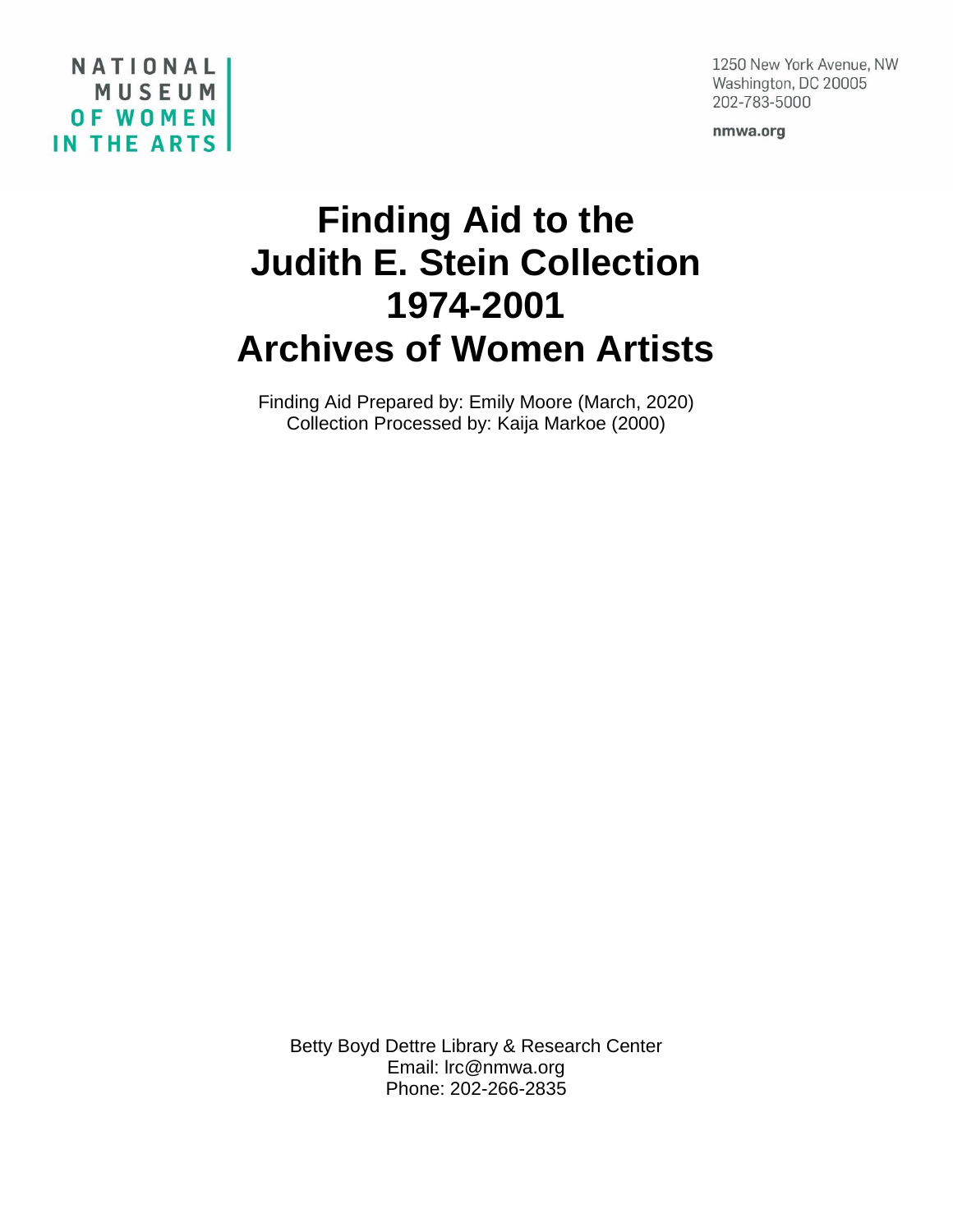NATIONAL MUSEUM OF WOMEN IN THE ARTS

1250 New York Avenue, NW
Washington, DC 20005
202-783-5000

nmwa.org

# Finding Aid to the Judith E. Stein Collection 1974-2001 Archives of Women Artists

Finding Aid Prepared by: Emily Moore (March, 2020)
Collection Processed by: Kaija Markoe (2000)

Betty Boyd Dettre Library & Research Center
Email: lrc@nmwa.org
Phone: 202-266-2835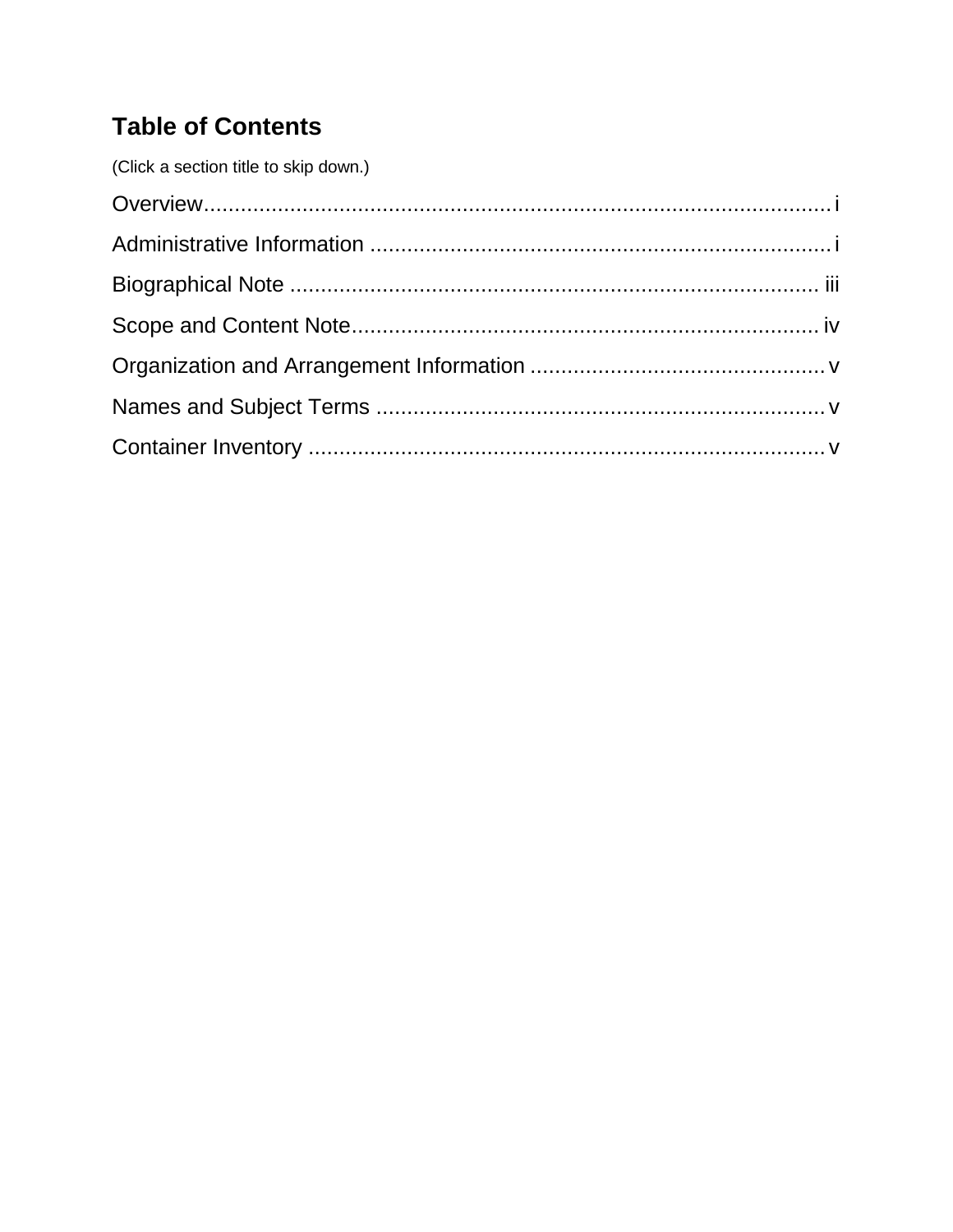## Table of Contents

(Click a section title to skip down.)

Overview........................................................................................................ i

Administrative Information ........................................................................... i

Biographical Note ...................................................................................... iii

Scope and Content Note............................................................................ iv

Organization and Arrangement Information ................................................ v

Names and Subject Terms ......................................................................... v

Container Inventory ..................................................................................... v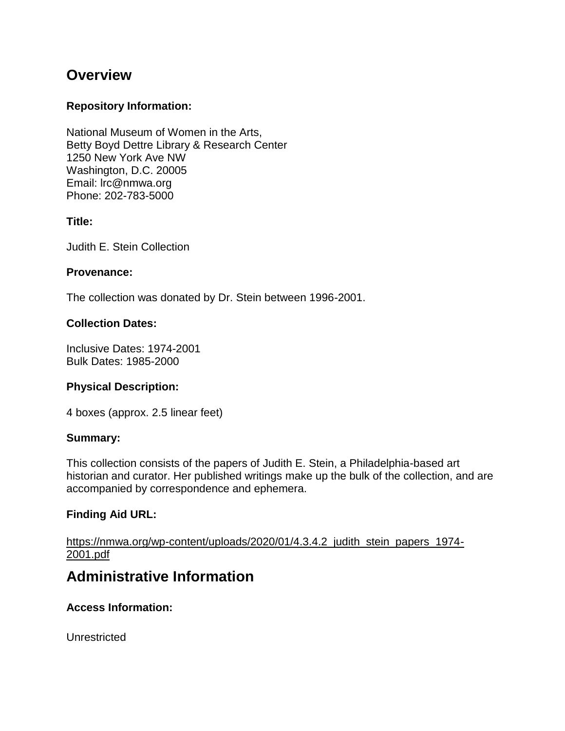# Overview

### Repository Information:

National Museum of Women in the Arts,
Betty Boyd Dettre Library & Research Center
1250 New York Ave NW
Washington, D.C. 20005
Email: lrc@nmwa.org
Phone: 202-783-5000

### Title:

Judith E. Stein Collection

### Provenance:

The collection was donated by Dr. Stein between 1996-2001.

### Collection Dates:

Inclusive Dates: 1974-2001
Bulk Dates: 1985-2000

### Physical Description:

4 boxes (approx. 2.5 linear feet)

### Summary:

This collection consists of the papers of Judith E. Stein, a Philadelphia-based art historian and curator. Her published writings make up the bulk of the collection, and are accompanied by correspondence and ephemera.

### Finding Aid URL:

[https://nmwa.org/wp-content/uploads/2020/01/4.3.4.2_judith_stein_papers_1974-2001.pdf](https://nmwa.org/wp-content/uploads/2020/01/4.3.4.2_judith_stein_papers_1974-2001.pdf)

# Administrative Information

### Access Information:

Unrestricted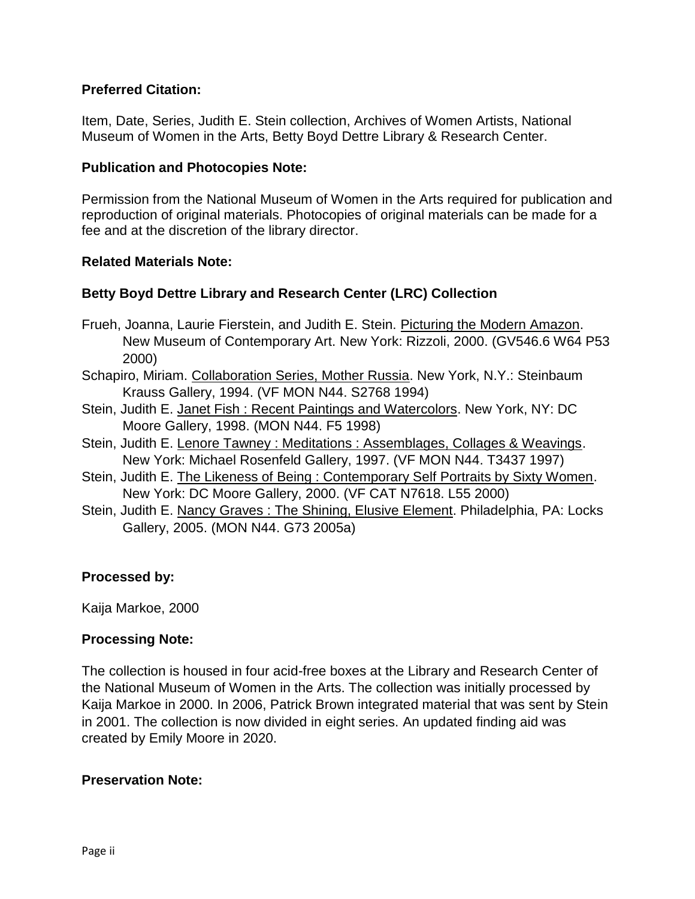**Preferred Citation:**

Item, Date, Series, Judith E. Stein collection, Archives of Women Artists, National Museum of Women in the Arts, Betty Boyd Dettre Library & Research Center.

**Publication and Photocopies Note:**

Permission from the National Museum of Women in the Arts required for publication and reproduction of original materials. Photocopies of original materials can be made for a fee and at the discretion of the library director.

**Related Materials Note:**

**Betty Boyd Dettre Library and Research Center (LRC) Collection**

Frueh, Joanna, Laurie Fierstein, and Judith E. Stein. Picturing the Modern Amazon. New Museum of Contemporary Art. New York: Rizzoli, 2000. (GV546.6 W64 P53 2000)

Schapiro, Miriam. Collaboration Series, Mother Russia. New York, N.Y.: Steinbaum Krauss Gallery, 1994. (VF MON N44. S2768 1994)

Stein, Judith E. Janet Fish : Recent Paintings and Watercolors. New York, NY: DC Moore Gallery, 1998. (MON N44. F5 1998)

Stein, Judith E. Lenore Tawney : Meditations : Assemblages, Collages & Weavings. New York: Michael Rosenfeld Gallery, 1997. (VF MON N44. T3437 1997)

Stein, Judith E. The Likeness of Being : Contemporary Self Portraits by Sixty Women. New York: DC Moore Gallery, 2000. (VF CAT N7618. L55 2000)

Stein, Judith E. Nancy Graves : The Shining, Elusive Element. Philadelphia, PA: Locks Gallery, 2005. (MON N44. G73 2005a)

**Processed by:**

Kaija Markoe, 2000

**Processing Note:**

The collection is housed in four acid-free boxes at the Library and Research Center of the National Museum of Women in the Arts. The collection was initially processed by Kaija Markoe in 2000. In 2006, Patrick Brown integrated material that was sent by Stein in 2001. The collection is now divided in eight series. An updated finding aid was created by Emily Moore in 2020.

**Preservation Note:**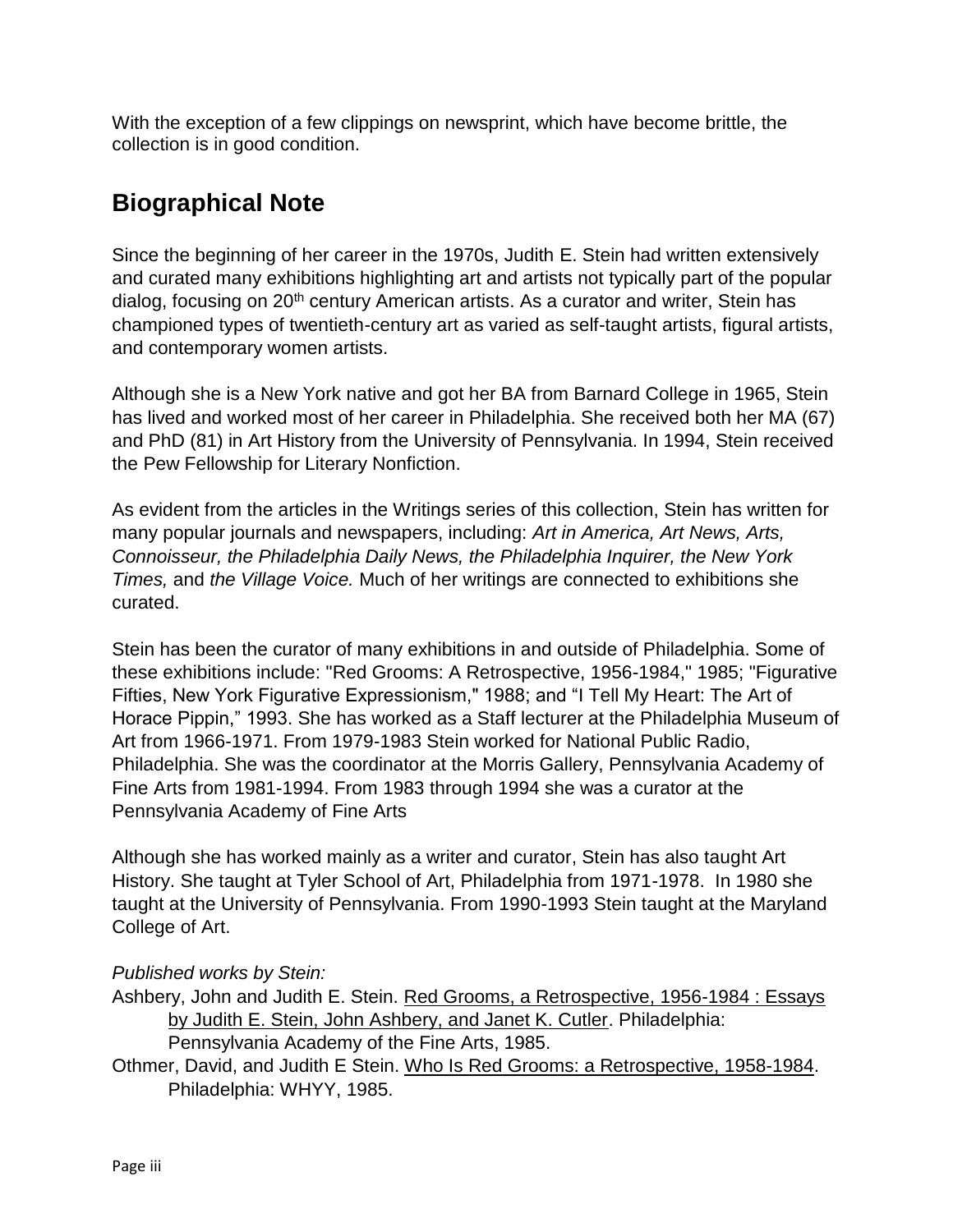With the exception of a few clippings on newsprint, which have become brittle, the collection is in good condition.

## Biographical Note

Since the beginning of her career in the 1970s, Judith E. Stein had written extensively and curated many exhibitions highlighting art and artists not typically part of the popular dialog, focusing on 20th century American artists. As a curator and writer, Stein has championed types of twentieth-century art as varied as self-taught artists, figural artists, and contemporary women artists.

Although she is a New York native and got her BA from Barnard College in 1965, Stein has lived and worked most of her career in Philadelphia. She received both her MA (67) and PhD (81) in Art History from the University of Pennsylvania. In 1994, Stein received the Pew Fellowship for Literary Nonfiction.

As evident from the articles in the Writings series of this collection, Stein has written for many popular journals and newspapers, including: *Art in America, Art News, Arts, Connoisseur, the Philadelphia Daily News, the Philadelphia Inquirer, the New York Times,* and *the Village Voice.* Much of her writings are connected to exhibitions she curated.

Stein has been the curator of many exhibitions in and outside of Philadelphia. Some of these exhibitions include: "Red Grooms: A Retrospective, 1956-1984," 1985; "Figurative Fifties, New York Figurative Expressionism," 1988; and "I Tell My Heart: The Art of Horace Pippin," 1993. She has worked as a Staff lecturer at the Philadelphia Museum of Art from 1966-1971. From 1979-1983 Stein worked for National Public Radio, Philadelphia. She was the coordinator at the Morris Gallery, Pennsylvania Academy of Fine Arts from 1981-1994. From 1983 through 1994 she was a curator at the Pennsylvania Academy of Fine Arts

Although she has worked mainly as a writer and curator, Stein has also taught Art History. She taught at Tyler School of Art, Philadelphia from 1971-1978. In 1980 she taught at the University of Pennsylvania. From 1990-1993 Stein taught at the Maryland College of Art.

*Published works by Stein:*

Ashbery, John and Judith E. Stein. Red Grooms, a Retrospective, 1956-1984 : Essays by Judith E. Stein, John Ashbery, and Janet K. Cutler. Philadelphia: Pennsylvania Academy of the Fine Arts, 1985.

Othmer, David, and Judith E Stein. Who Is Red Grooms: a Retrospective, 1958-1984. Philadelphia: WHYY, 1985.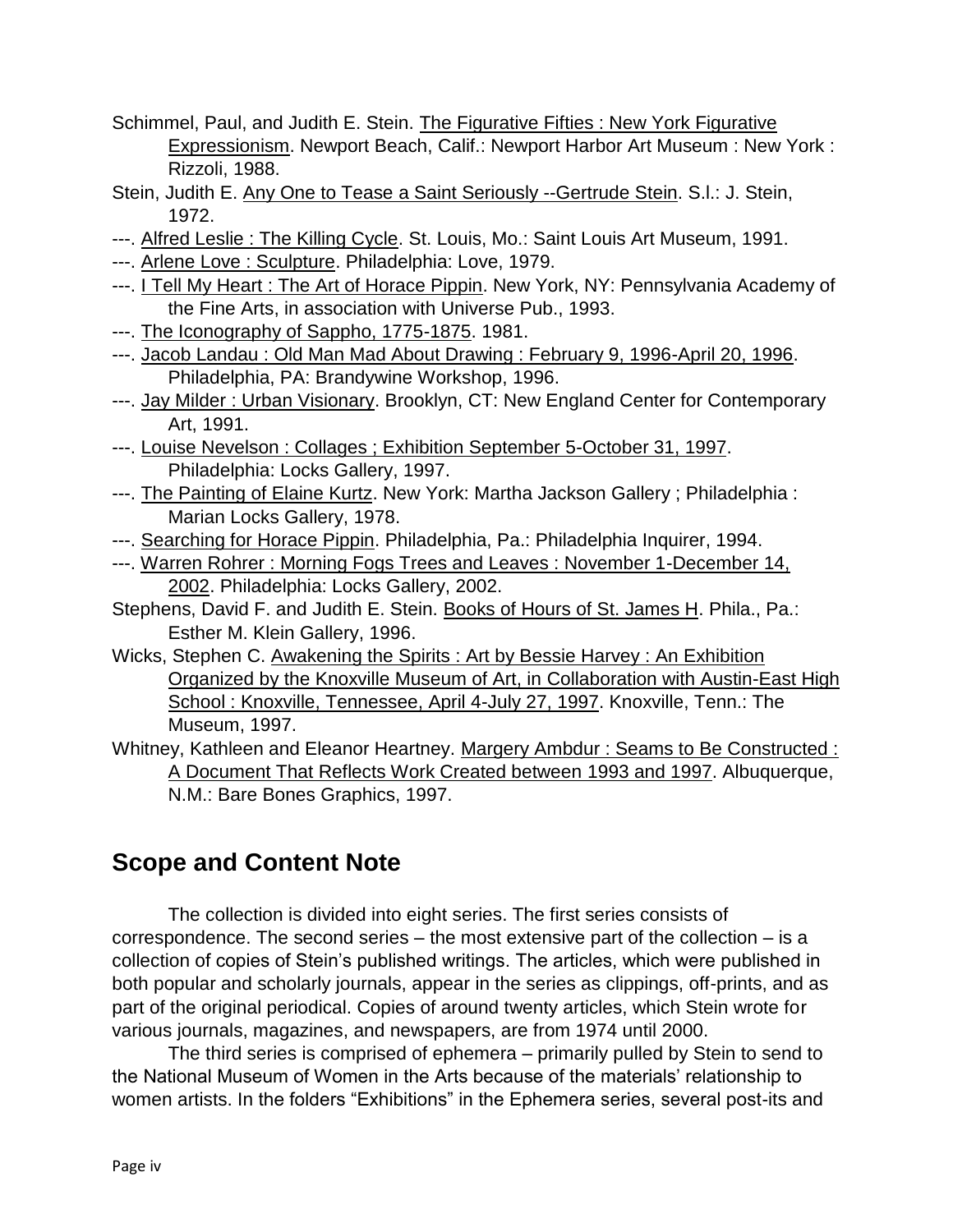Schimmel, Paul, and Judith E. Stein. <u>The Figurative Fifties : New York Figurative Expressionism</u>. Newport Beach, Calif.: Newport Harbor Art Museum : New York : Rizzoli, 1988.

Stein, Judith E. <u>Any One to Tease a Saint Seriously --Gertrude Stein</u>. S.l.: J. Stein, 1972.

---. <u>Alfred Leslie : The Killing Cycle</u>. St. Louis, Mo.: Saint Louis Art Museum, 1991.

---. <u>Arlene Love : Sculpture</u>. Philadelphia: Love, 1979.

---. <u>I Tell My Heart : The Art of Horace Pippin</u>. New York, NY: Pennsylvania Academy of the Fine Arts, in association with Universe Pub., 1993.

---. <u>The Iconography of Sappho, 1775-1875</u>. 1981.

---. <u>Jacob Landau : Old Man Mad About Drawing : February 9, 1996-April 20, 1996</u>. Philadelphia, PA: Brandywine Workshop, 1996.

---. <u>Jay Milder : Urban Visionary</u>. Brooklyn, CT: New England Center for Contemporary Art, 1991.

---. <u>Louise Nevelson : Collages ; Exhibition September 5-October 31, 1997</u>. Philadelphia: Locks Gallery, 1997.

---. <u>The Painting of Elaine Kurtz</u>. New York: Martha Jackson Gallery ; Philadelphia : Marian Locks Gallery, 1978.

---. <u>Searching for Horace Pippin</u>. Philadelphia, Pa.: Philadelphia Inquirer, 1994.

---. <u>Warren Rohrer : Morning Fogs Trees and Leaves : November 1-December 14, 2002</u>. Philadelphia: Locks Gallery, 2002.

Stephens, David F. and Judith E. Stein. <u>Books of Hours of St. James H</u>. Phila., Pa.: Esther M. Klein Gallery, 1996.

Wicks, Stephen C. <u>Awakening the Spirits : Art by Bessie Harvey : An Exhibition Organized by the Knoxville Museum of Art, in Collaboration with Austin-East High School : Knoxville, Tennessee, April 4-July 27, 1997</u>. Knoxville, Tenn.: The Museum, 1997.

Whitney, Kathleen and Eleanor Heartney. <u>Margery Ambdur : Seams to Be Constructed : A Document That Reflects Work Created between 1993 and 1997</u>. Albuquerque, N.M.: Bare Bones Graphics, 1997.

## Scope and Content Note

The collection is divided into eight series. The first series consists of correspondence. The second series – the most extensive part of the collection – is a collection of copies of Stein's published writings. The articles, which were published in both popular and scholarly journals, appear in the series as clippings, off-prints, and as part of the original periodical. Copies of around twenty articles, which Stein wrote for various journals, magazines, and newspapers, are from 1974 until 2000.

The third series is comprised of ephemera – primarily pulled by Stein to send to the National Museum of Women in the Arts because of the materials' relationship to women artists. In the folders "Exhibitions" in the Ephemera series, several post-its and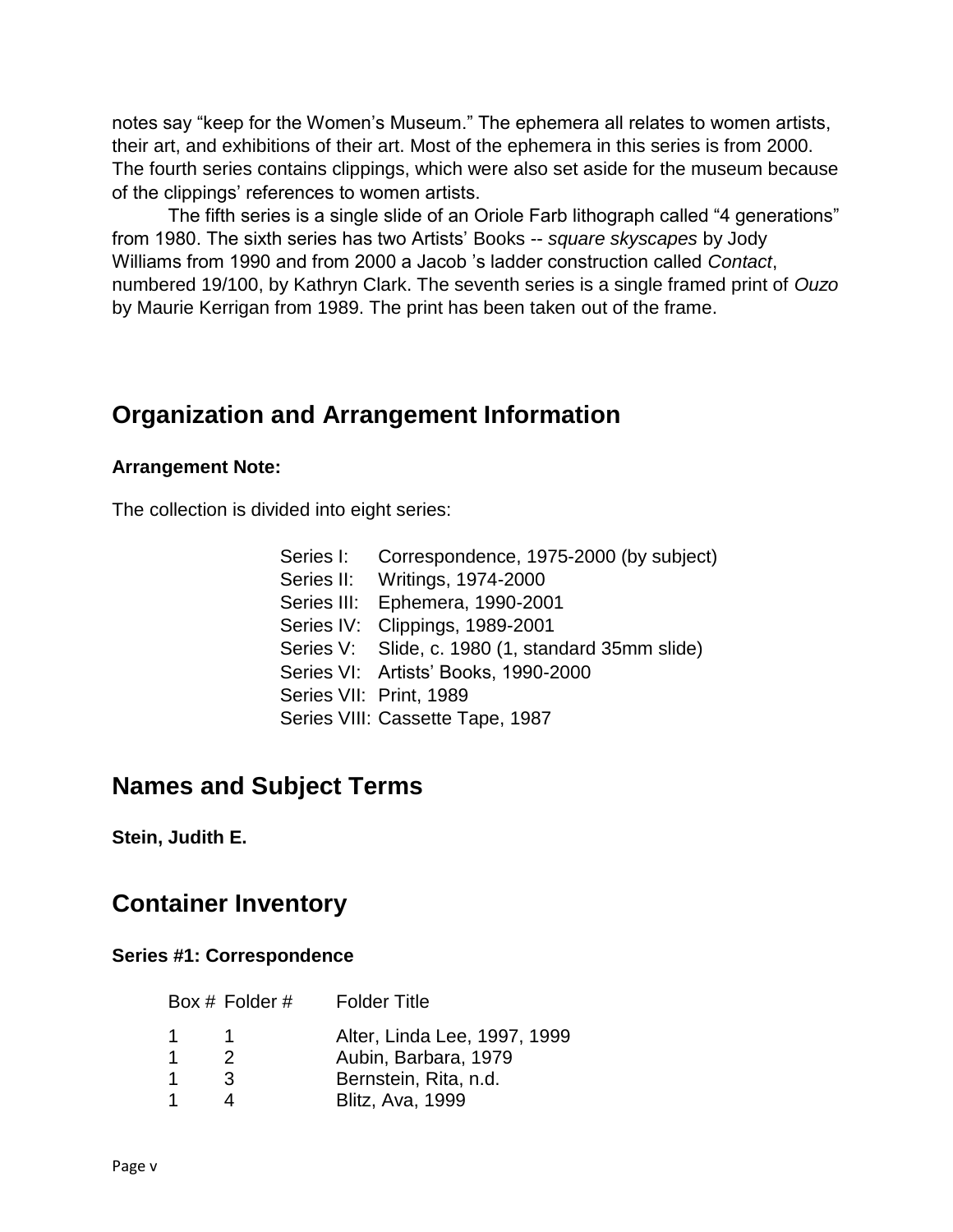notes say "keep for the Women's Museum." The ephemera all relates to women artists, their art, and exhibitions of their art. Most of the ephemera in this series is from 2000. The fourth series contains clippings, which were also set aside for the museum because of the clippings' references to women artists.

The fifth series is a single slide of an Oriole Farb lithograph called "4 generations" from 1980. The sixth series has two Artists' Books -- *square skyscapes* by Jody Williams from 1990 and from 2000 a Jacob 's ladder construction called *Contact*, numbered 19/100, by Kathryn Clark. The seventh series is a single framed print of *Ouzo* by Maurie Kerrigan from 1989. The print has been taken out of the frame.

## Organization and Arrangement Information

**Arrangement Note:**

The collection is divided into eight series:

- Series I: Correspondence, 1975-2000 (by subject)
- Series II: Writings, 1974-2000
- Series III: Ephemera, 1990-2001
- Series IV: Clippings, 1989-2001
- Series V: Slide, c. 1980 (1, standard 35mm slide)
- Series VI: Artists' Books, 1990-2000
- Series VII: Print, 1989
- Series VIII: Cassette Tape, 1987

## Names and Subject Terms

**Stein, Judith E.**

## Container Inventory

### Series #1: Correspondence

| Box # | Folder # | Folder Title |
|---|---|---|
| 1 | 1 | Alter, Linda Lee, 1997, 1999 |
| 1 | 2 | Aubin, Barbara, 1979 |
| 1 | 3 | Bernstein, Rita, n.d. |
| 1 | 4 | Blitz, Ava, 1999 |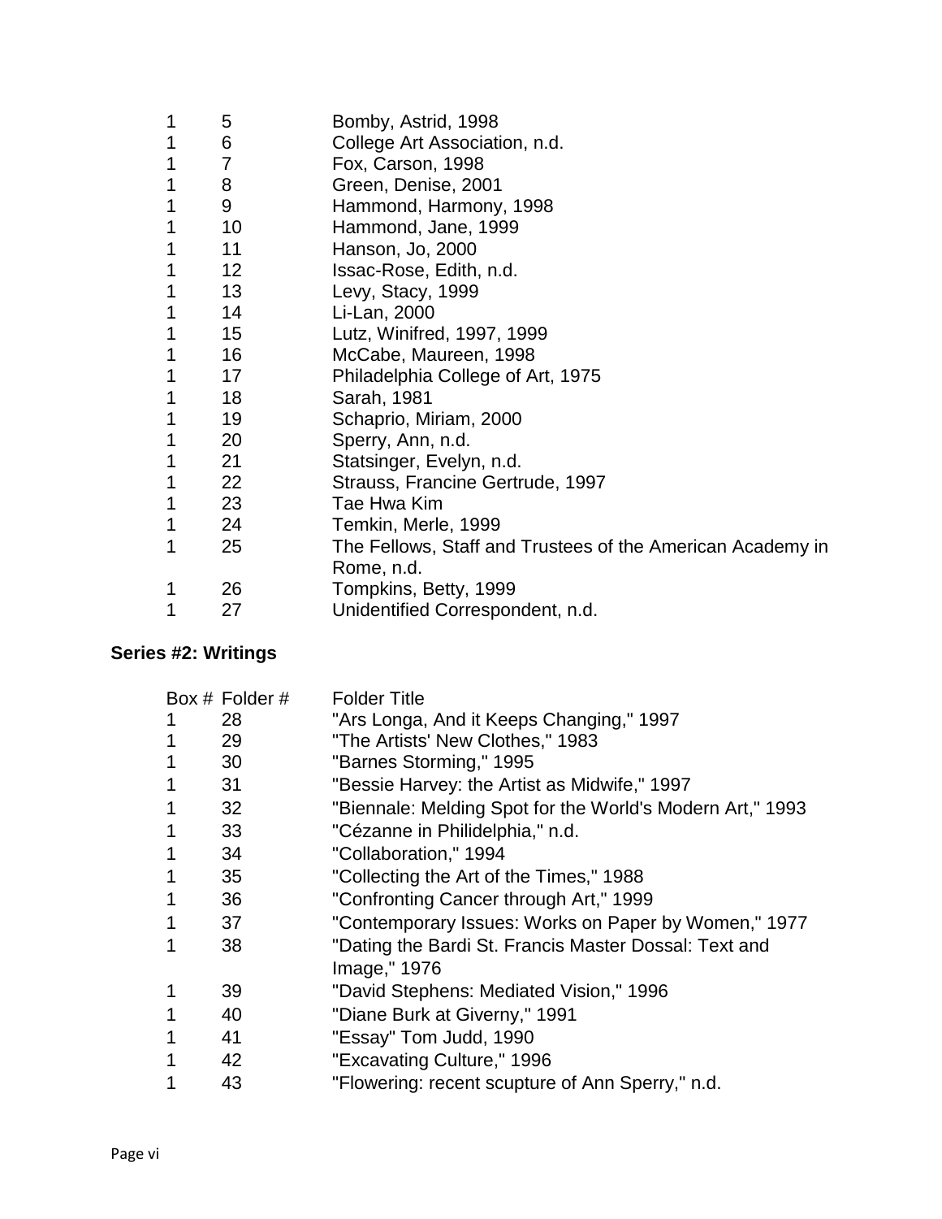| | | |
|---|---|---|
| 1 | 5 | Bomby, Astrid, 1998 |
| 1 | 6 | College Art Association, n.d. |
| 1 | 7 | Fox, Carson, 1998 |
| 1 | 8 | Green, Denise, 2001 |
| 1 | 9 | Hammond, Harmony, 1998 |
| 1 | 10 | Hammond, Jane, 1999 |
| 1 | 11 | Hanson, Jo, 2000 |
| 1 | 12 | Issac-Rose, Edith, n.d. |
| 1 | 13 | Levy, Stacy, 1999 |
| 1 | 14 | Li-Lan, 2000 |
| 1 | 15 | Lutz, Winifred, 1997, 1999 |
| 1 | 16 | McCabe, Maureen, 1998 |
| 1 | 17 | Philadelphia College of Art, 1975 |
| 1 | 18 | Sarah, 1981 |
| 1 | 19 | Schaprio, Miriam, 2000 |
| 1 | 20 | Sperry, Ann, n.d. |
| 1 | 21 | Statsinger, Evelyn, n.d. |
| 1 | 22 | Strauss, Francine Gertrude, 1997 |
| 1 | 23 | Tae Hwa Kim |
| 1 | 24 | Temkin, Merle, 1999 |
| 1 | 25 | The Fellows, Staff and Trustees of the American Academy in Rome, n.d. |
| 1 | 26 | Tompkins, Betty, 1999 |
| 1 | 27 | Unidentified Correspondent, n.d. |

**Series #2: Writings**

| Box # | Folder # | Folder Title |
|---|---|---|
| 1 | 28 | "Ars Longa, And it Keeps Changing," 1997 |
| 1 | 29 | "The Artists' New Clothes," 1983 |
| 1 | 30 | "Barnes Storming," 1995 |
| 1 | 31 | "Bessie Harvey: the Artist as Midwife," 1997 |
| 1 | 32 | "Biennale: Melding Spot for the World's Modern Art," 1993 |
| 1 | 33 | "Cézanne in Philidelphia," n.d. |
| 1 | 34 | "Collaboration," 1994 |
| 1 | 35 | "Collecting the Art of the Times," 1988 |
| 1 | 36 | "Confronting Cancer through Art," 1999 |
| 1 | 37 | "Contemporary Issues: Works on Paper by Women," 1977 |
| 1 | 38 | "Dating the Bardi St. Francis Master Dossal: Text and Image," 1976 |
| 1 | 39 | "David Stephens: Mediated Vision," 1996 |
| 1 | 40 | "Diane Burk at Giverny," 1991 |
| 1 | 41 | "Essay" Tom Judd, 1990 |
| 1 | 42 | "Excavating Culture," 1996 |
| 1 | 43 | "Flowering: recent scupture of Ann Sperry," n.d. |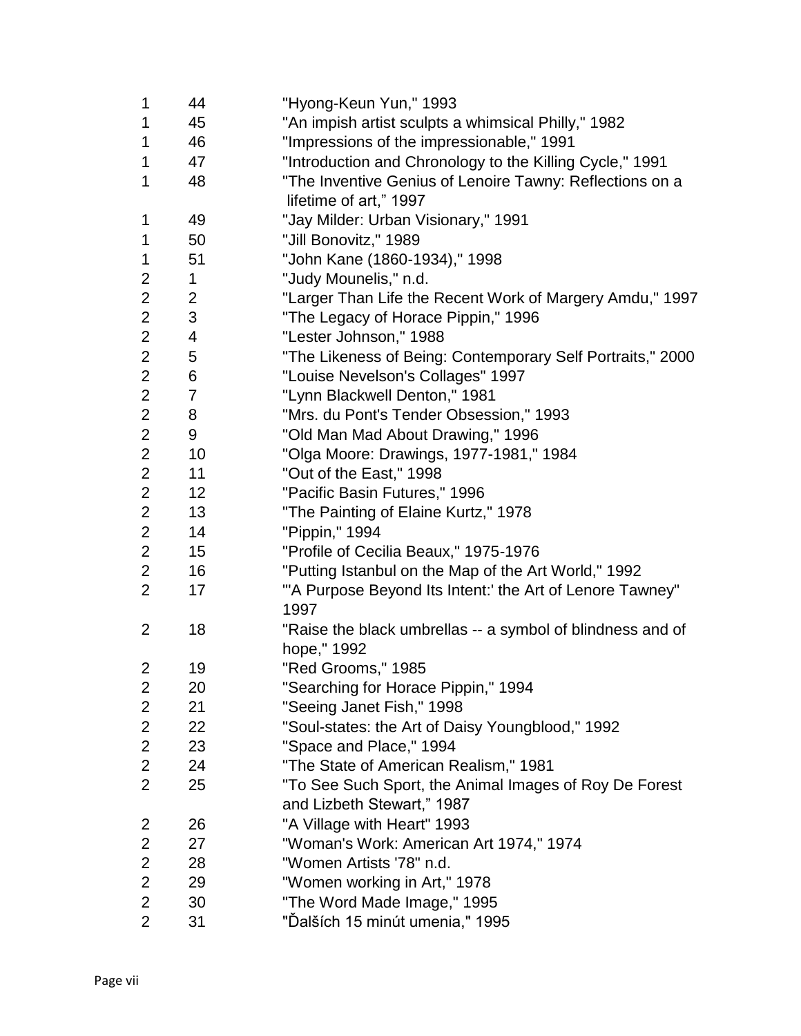| | | |
|---|---|---|
| 1 | 44 | "Hyong-Keun Yun," 1993 |
| 1 | 45 | "An impish artist sculpts a whimsical Philly," 1982 |
| 1 | 46 | "Impressions of the impressionable," 1991 |
| 1 | 47 | "Introduction and Chronology to the Killing Cycle," 1991 |
| 1 | 48 | "The Inventive Genius of Lenoire Tawny: Reflections on a lifetime of art," 1997 |
| 1 | 49 | "Jay Milder: Urban Visionary," 1991 |
| 1 | 50 | "Jill Bonovitz," 1989 |
| 1 | 51 | "John Kane (1860-1934)," 1998 |
| 2 | 1 | "Judy Mounelis," n.d. |
| 2 | 2 | "Larger Than Life the Recent Work of Margery Amdu," 1997 |
| 2 | 3 | "The Legacy of Horace Pippin," 1996 |
| 2 | 4 | "Lester Johnson," 1988 |
| 2 | 5 | "The Likeness of Being: Contemporary Self Portraits," 2000 |
| 2 | 6 | "Louise Nevelson's Collages" 1997 |
| 2 | 7 | "Lynn Blackwell Denton," 1981 |
| 2 | 8 | "Mrs. du Pont's Tender Obsession," 1993 |
| 2 | 9 | "Old Man Mad About Drawing," 1996 |
| 2 | 10 | "Olga Moore: Drawings, 1977-1981," 1984 |
| 2 | 11 | "Out of the East," 1998 |
| 2 | 12 | "Pacific Basin Futures," 1996 |
| 2 | 13 | "The Painting of Elaine Kurtz," 1978 |
| 2 | 14 | "Pippin," 1994 |
| 2 | 15 | "Profile of Cecilia Beaux," 1975-1976 |
| 2 | 16 | "Putting Istanbul on the Map of the Art World," 1992 |
| 2 | 17 | "'A Purpose Beyond Its Intent:' the Art of Lenore Tawney" 1997 |
| 2 | 18 | "Raise the black umbrellas -- a symbol of blindness and of hope," 1992 |
| 2 | 19 | "Red Grooms," 1985 |
| 2 | 20 | "Searching for Horace Pippin," 1994 |
| 2 | 21 | "Seeing Janet Fish," 1998 |
| 2 | 22 | "Soul-states: the Art of Daisy Youngblood," 1992 |
| 2 | 23 | "Space and Place," 1994 |
| 2 | 24 | "The State of American Realism," 1981 |
| 2 | 25 | "To See Such Sport, the Animal Images of Roy De Forest and Lizbeth Stewart," 1987 |
| 2 | 26 | "A Village with Heart" 1993 |
| 2 | 27 | "Woman's Work: American Art 1974," 1974 |
| 2 | 28 | "Women Artists '78" n.d. |
| 2 | 29 | "Women working in Art," 1978 |
| 2 | 30 | "The Word Made Image," 1995 |
| 2 | 31 | "Ďalších 15 minút umenia," 1995 |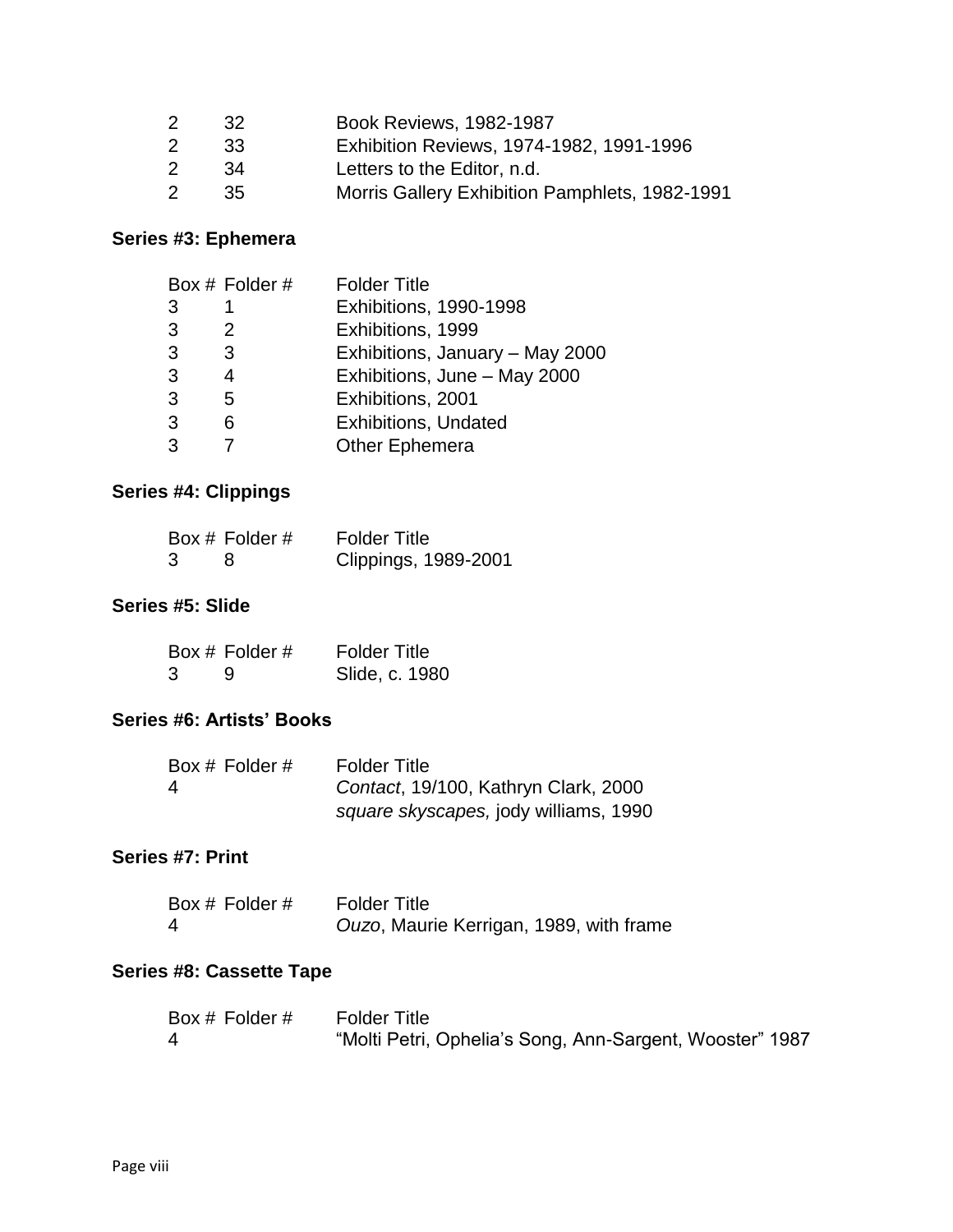| | | |
|---|---|---|
| 2 | 32 | Book Reviews, 1982-1987 |
| 2 | 33 | Exhibition Reviews, 1974-1982, 1991-1996 |
| 2 | 34 | Letters to the Editor, n.d. |
| 2 | 35 | Morris Gallery Exhibition Pamphlets, 1982-1991 |

**Series #3: Ephemera**

| Box # | Folder # | Folder Title |
|---|---|---|
| 3 | 1 | Exhibitions, 1990-1998 |
| 3 | 2 | Exhibitions, 1999 |
| 3 | 3 | Exhibitions, January – May 2000 |
| 3 | 4 | Exhibitions, June – May 2000 |
| 3 | 5 | Exhibitions, 2001 |
| 3 | 6 | Exhibitions, Undated |
| 3 | 7 | Other Ephemera |

**Series #4: Clippings**

| Box # | Folder # | Folder Title |
|---|---|---|
| 3 | 8 | Clippings, 1989-2001 |

**Series #5: Slide**

| Box # | Folder # | Folder Title |
|---|---|---|
| 3 | 9 | Slide, c. 1980 |

**Series #6: Artists' Books**

| Box # | Folder # | Folder Title |
|---|---|---|
| 4 | | *Contact*, 19/100, Kathryn Clark, 2000 |
| | | *square skyscapes,* jody williams, 1990 |

**Series #7: Print**

| Box # | Folder # | Folder Title |
|---|---|---|
| 4 | | *Ouzo*, Maurie Kerrigan, 1989, with frame |

**Series #8: Cassette Tape**

| Box # | Folder # | Folder Title |
|---|---|---|
| 4 | | "Molti Petri, Ophelia's Song, Ann-Sargent, Wooster" 1987 |